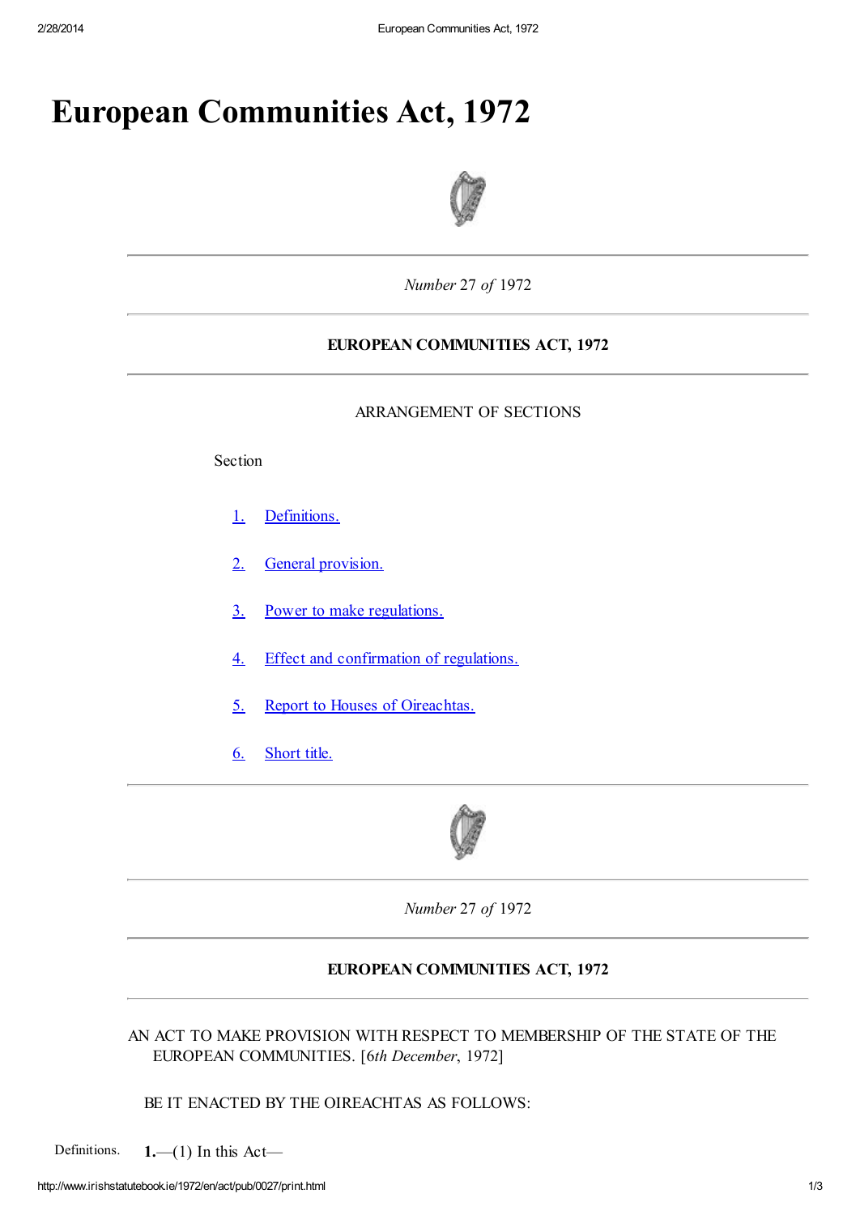# European Communities Act, 1972

*Number* 27 *of* 1972

**EUROPEAN COMMUNITIES ACT, 1972**

ARRANGEMENT OF SECTIONS

Section

1. Definitions.
2. General provision.
3. Power to make regulations.
4. Effect and confirmation of regulations.
5. Report to Houses of Oireachtas.
6. Short title.

*Number* 27 *of* 1972

**EUROPEAN COMMUNITIES ACT, 1972**

AN ACT TO MAKE PROVISION WITH RESPECT TO MEMBERSHIP OF THE STATE OF THE EUROPEAN COMMUNITIES. [6*th December*, 1972]

BE IT ENACTED BY THE OIREACHTAS AS FOLLOWS:

Definitions. **1.**—(1) In this Act—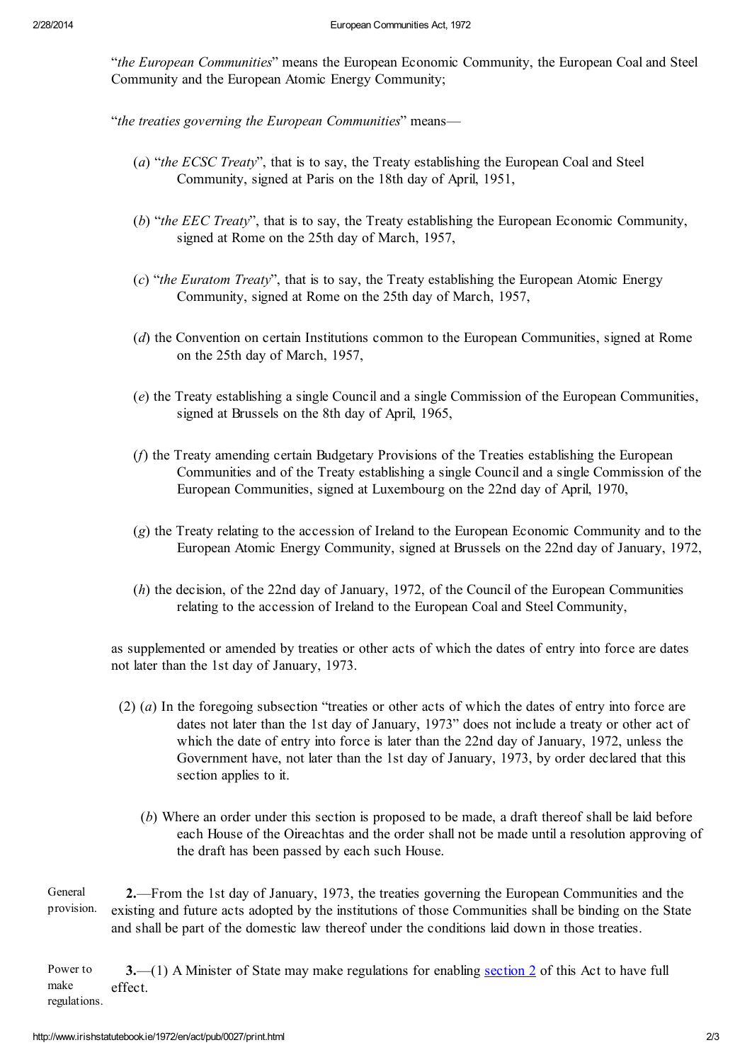"*the European Communities*" means the European Economic Community, the European Coal and Steel Community and the European Atomic Energy Community;

"*the treaties governing the European Communities*" means—

(*a*) "*the ECSC Treaty*", that is to say, the Treaty establishing the European Coal and Steel Community, signed at Paris on the 18th day of April, 1951,

(*b*) "*the EEC Treaty*", that is to say, the Treaty establishing the European Economic Community, signed at Rome on the 25th day of March, 1957,

(*c*) "*the Euratom Treaty*", that is to say, the Treaty establishing the European Atomic Energy Community, signed at Rome on the 25th day of March, 1957,

(*d*) the Convention on certain Institutions common to the European Communities, signed at Rome on the 25th day of March, 1957,

(*e*) the Treaty establishing a single Council and a single Commission of the European Communities, signed at Brussels on the 8th day of April, 1965,

(*f*) the Treaty amending certain Budgetary Provisions of the Treaties establishing the European Communities and of the Treaty establishing a single Council and a single Commission of the European Communities, signed at Luxembourg on the 22nd day of April, 1970,

(*g*) the Treaty relating to the accession of Ireland to the European Economic Community and to the European Atomic Energy Community, signed at Brussels on the 22nd day of January, 1972,

(*h*) the decision, of the 22nd day of January, 1972, of the Council of the European Communities relating to the accession of Ireland to the European Coal and Steel Community,

as supplemented or amended by treaties or other acts of which the dates of entry into force are dates not later than the 1st day of January, 1973.

(2) (*a*) In the foregoing subsection "treaties or other acts of which the dates of entry into force are dates not later than the 1st day of January, 1973" does not include a treaty or other act of which the date of entry into force is later than the 22nd day of January, 1972, unless the Government have, not later than the 1st day of January, 1973, by order declared that this section applies to it.

(*b*) Where an order under this section is proposed to be made, a draft thereof shall be laid before each House of the Oireachtas and the order shall not be made until a resolution approving of the draft has been passed by each such House.

General provision.

**2.**—From the 1st day of January, 1973, the treaties governing the European Communities and the existing and future acts adopted by the institutions of those Communities shall be binding on the State and shall be part of the domestic law thereof under the conditions laid down in those treaties.

Power to make regulations.

**3.**—(1) A Minister of State may make regulations for enabling section 2 of this Act to have full effect.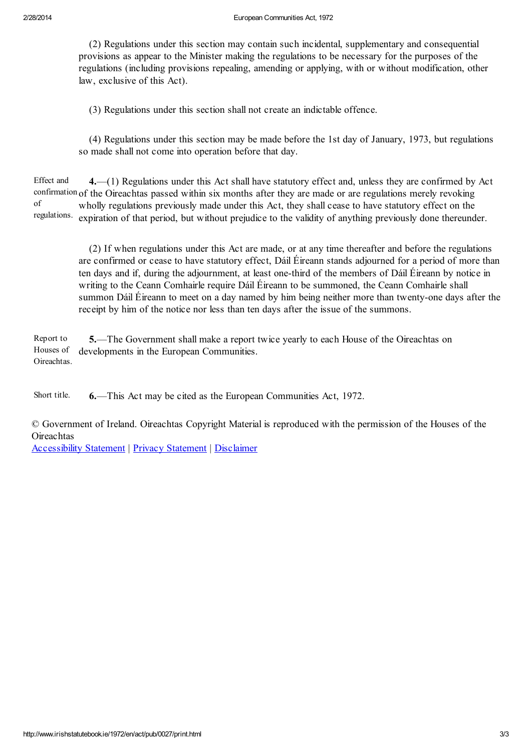(2) Regulations under this section may contain such incidental, supplementary and consequential provisions as appear to the Minister making the regulations to be necessary for the purposes of the regulations (including provisions repealing, amending or applying, with or without modification, other law, exclusive of this Act).

(3) Regulations under this section shall not create an indictable offence.

(4) Regulations under this section may be made before the 1st day of January, 1973, but regulations so made shall not come into operation before that day.

Effect and confirmation of regulations.

**4.**—(1) Regulations under this Act shall have statutory effect and, unless they are confirmed by Act of the Oireachtas passed within six months after they are made or are regulations merely revoking wholly regulations previously made under this Act, they shall cease to have statutory effect on the expiration of that period, but without prejudice to the validity of anything previously done thereunder.

(2) If when regulations under this Act are made, or at any time thereafter and before the regulations are confirmed or cease to have statutory effect, Dáil Éireann stands adjourned for a period of more than ten days and if, during the adjournment, at least one-third of the members of Dáil Éireann by notice in writing to the Ceann Comhairle require Dáil Éireann to be summoned, the Ceann Comhairle shall summon Dáil Éireann to meet on a day named by him being neither more than twenty-one days after the receipt by him of the notice nor less than ten days after the issue of the summons.

Report to Houses of Oireachtas.

**5.**—The Government shall make a report twice yearly to each House of the Oireachtas on developments in the European Communities.

Short title.

**6.**—This Act may be cited as the European Communities Act, 1972.

© Government of Ireland. Oireachtas Copyright Material is reproduced with the permission of the Houses of the Oireachtas

Accessibility Statement | Privacy Statement | Disclaimer